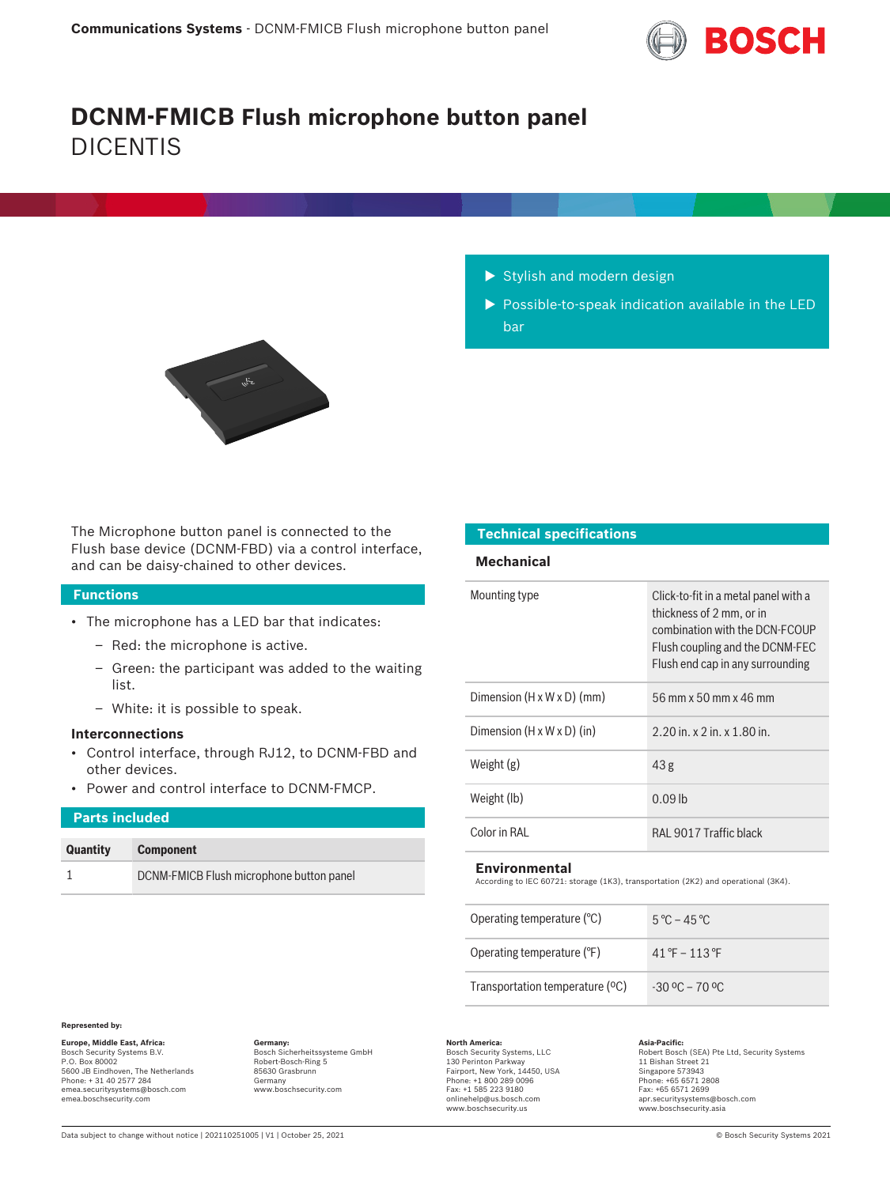# DCNM-FMICB Flush microphone button panel

DICENTIS

- Stylish and modern design
- Possible-to-speak indication available in the LED bar

The Microphone button panel is connected to the Flush base device (DCNM-FBD) via a control interface, and can be daisy-chained to other devices.

## Functions

- The microphone has a LED bar that indicates:
  - Red: the microphone is active.
  - Green: the participant was added to the waiting list.
  - White: it is possible to speak.

### Interconnections

- Control interface, through RJ12, to DCNM-FBD and other devices.
- Power and control interface to DCNM-FMCP.

## Parts included

| Quantity | Component |
| --- | --- |
| 1 | DCNM-FMICB Flush microphone button panel |

## Technical specifications

### Mechanical

| | |
| --- | --- |
| Mounting type | Click-to-fit in a metal panel with a thickness of 2 mm, or in combination with the DCN-FCOUP Flush coupling and the DCNM-FEC Flush end cap in any surrounding |
| Dimension (H x W x D) (mm) | 56 mm x 50 mm x 46 mm |
| Dimension (H x W x D) (in) | 2.20 in. x 2 in. x 1.80 in. |
| Weight (g) | 43 g |
| Weight (lb) | 0.09 lb |
| Color in RAL | RAL 9017 Traffic black |

### Environmental

According to IEC 60721: storage (1K3), transportation (2K2) and operational (3K4).

| | |
| --- | --- |
| Operating temperature (°C) | 5 °C – 45 °C |
| Operating temperature (°F) | 41 °F – 113 °F |
| Transportation temperature (ºC) | -30 ºC – 70 ºC |

**Represented by:**

**Europe, Middle East, Africa:**
Bosch Security Systems B.V.
P.O. Box 80002
5600 JB Eindhoven, The Netherlands
Phone: + 31 40 2577 284
emea.securitysystems@bosch.com
emea.boschsecurity.com

**Germany:**
Bosch Sicherheitssysteme GmbH
Robert-Bosch-Ring 5
85630 Grasbrunn
Germany
www.boschsecurity.com

**North America:**
Bosch Security Systems, LLC
130 Perinton Parkway
Fairport, New York, 14450, USA
Phone: +1 800 289 0096
Fax: +1 585 223 9180
onlinehelp@us.bosch.com
www.boschsecurity.us

**Asia-Pacific:**
Robert Bosch (SEA) Pte Ltd, Security Systems
11 Bishan Street 21
Singapore 573943
Phone: +65 6571 2808
Fax: +65 6571 2699
apr.securitysystems@bosch.com
www.boschsecurity.asia

Data subject to change without notice | 202110251005 | V1 | October 25, 2021

© Bosch Security Systems 2021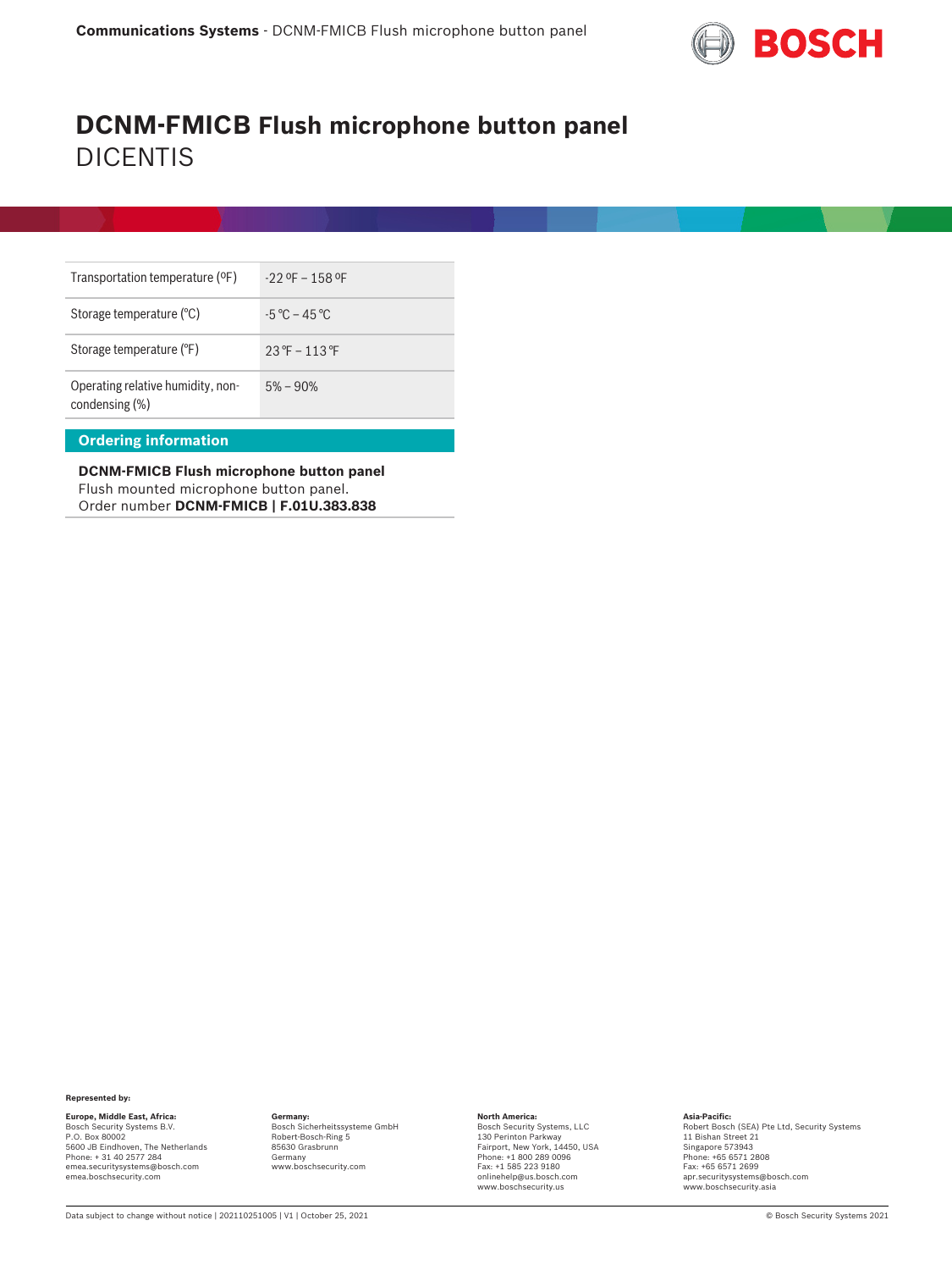| | |
|---|---|
| Transportation temperature (ºF) | -22 ºF – 158 ºF |
| Storage temperature (°C) | -5 °C – 45 °C |
| Storage temperature (°F) | 23 °F – 113 °F |
| Operating relative humidity, non-condensing (%) | 5% – 90% |

## Ordering information

**DCNM-FMICB Flush microphone button panel**
Flush mounted microphone button panel.
Order number **DCNM-FMICB | F.01U.383.838**

**Represented by:**

**Europe, Middle East, Africa:**
Bosch Security Systems B.V.
P.O. Box 80002
5600 JB Eindhoven, The Netherlands
Phone: + 31 40 2577 284
emea.securitysystems@bosch.com
emea.boschsecurity.com

**Germany:**
Bosch Sicherheitssysteme GmbH
Robert-Bosch-Ring 5
85630 Grasbrunn
Germany
www.boschsecurity.com

**North America:**
Bosch Security Systems, LLC
130 Perinton Parkway
Fairport, New York, 14450, USA
Phone: +1 800 289 0096
Fax: +1 585 223 9180
onlinehelp@us.bosch.com
www.boschsecurity.us

**Asia-Pacific:**
Robert Bosch (SEA) Pte Ltd, Security Systems
11 Bishan Street 21
Singapore 573943
Phone: +65 6571 2808
Fax: +65 6571 2699
apr.securitysystems@bosch.com
www.boschsecurity.asia

Data subject to change without notice | 202110251005 | V1 | October 25, 2021

© Bosch Security Systems 2021